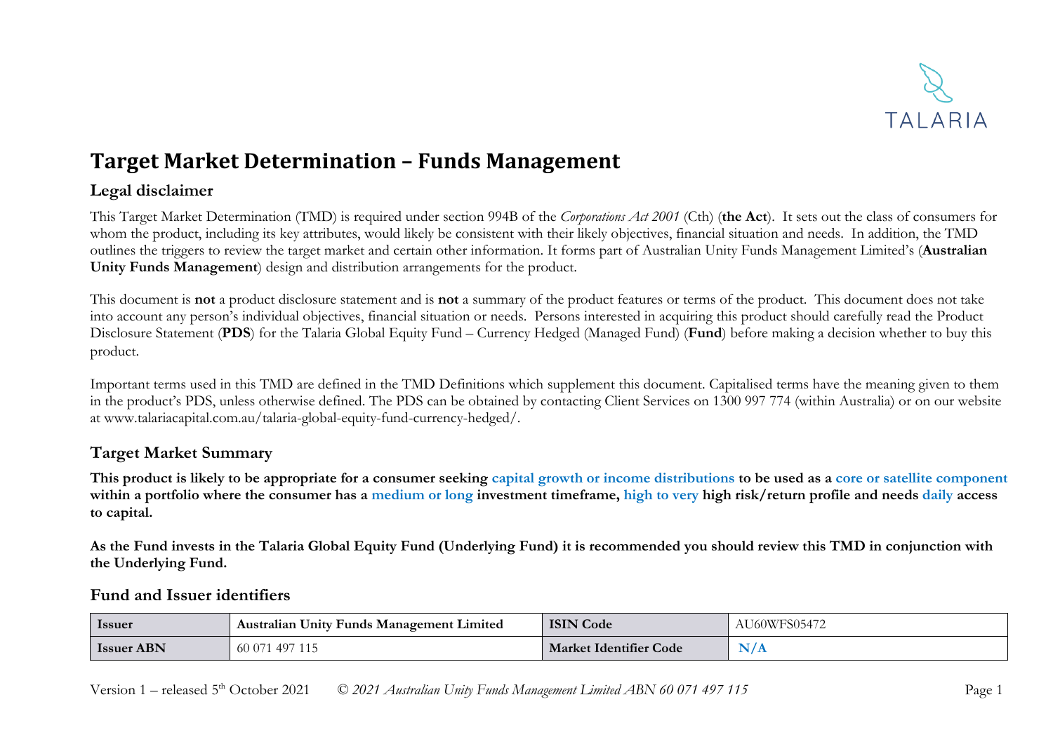TALARIA

# Target Market Determination – Funds Management

## Legal disclaimer

This Target Market Determination (TMD) is required under section 994B of the *Corporations Act 2001* (Cth) (**the Act**). It sets out the class of consumers for whom the product, including its key attributes, would likely be consistent with their likely objectives, financial situation and needs. In addition, the TMD outlines the triggers to review the target market and certain other information. It forms part of Australian Unity Funds Management Limited's (**Australian Unity Funds Management**) design and distribution arrangements for the product.

This document is **not** a product disclosure statement and is **not** a summary of the product features or terms of the product. This document does not take into account any person's individual objectives, financial situation or needs. Persons interested in acquiring this product should carefully read the Product Disclosure Statement (**PDS**) for the Talaria Global Equity Fund – Currency Hedged (Managed Fund) (**Fund**) before making a decision whether to buy this product.

Important terms used in this TMD are defined in the TMD Definitions which supplement this document. Capitalised terms have the meaning given to them in the product's PDS, unless otherwise defined. The PDS can be obtained by contacting Client Services on 1300 997 774 (within Australia) or on our website at www.talariacapital.com.au/talaria-global-equity-fund-currency-hedged/.

## Target Market Summary

**This product is likely to be appropriate for a consumer seeking capital growth or income distributions to be used as a core or satellite component within a portfolio where the consumer has a medium or long investment timeframe, high to very high risk/return profile and needs daily access to capital.**

**As the Fund invests in the Talaria Global Equity Fund (Underlying Fund) it is recommended you should review this TMD in conjunction with the Underlying Fund.**

## Fund and Issuer identifiers

| **Issuer** | **Australian Unity Funds Management Limited** | **ISIN Code** | AU60WFS05472 |
|---|---|---|---|
| **Issuer ABN** | 60 071 497 115 | **Market Identifier Code** | **N/A** |

Version 1 – released 5th October 2021 © *2021 Australian Unity Funds Management Limited ABN 60 071 497 115*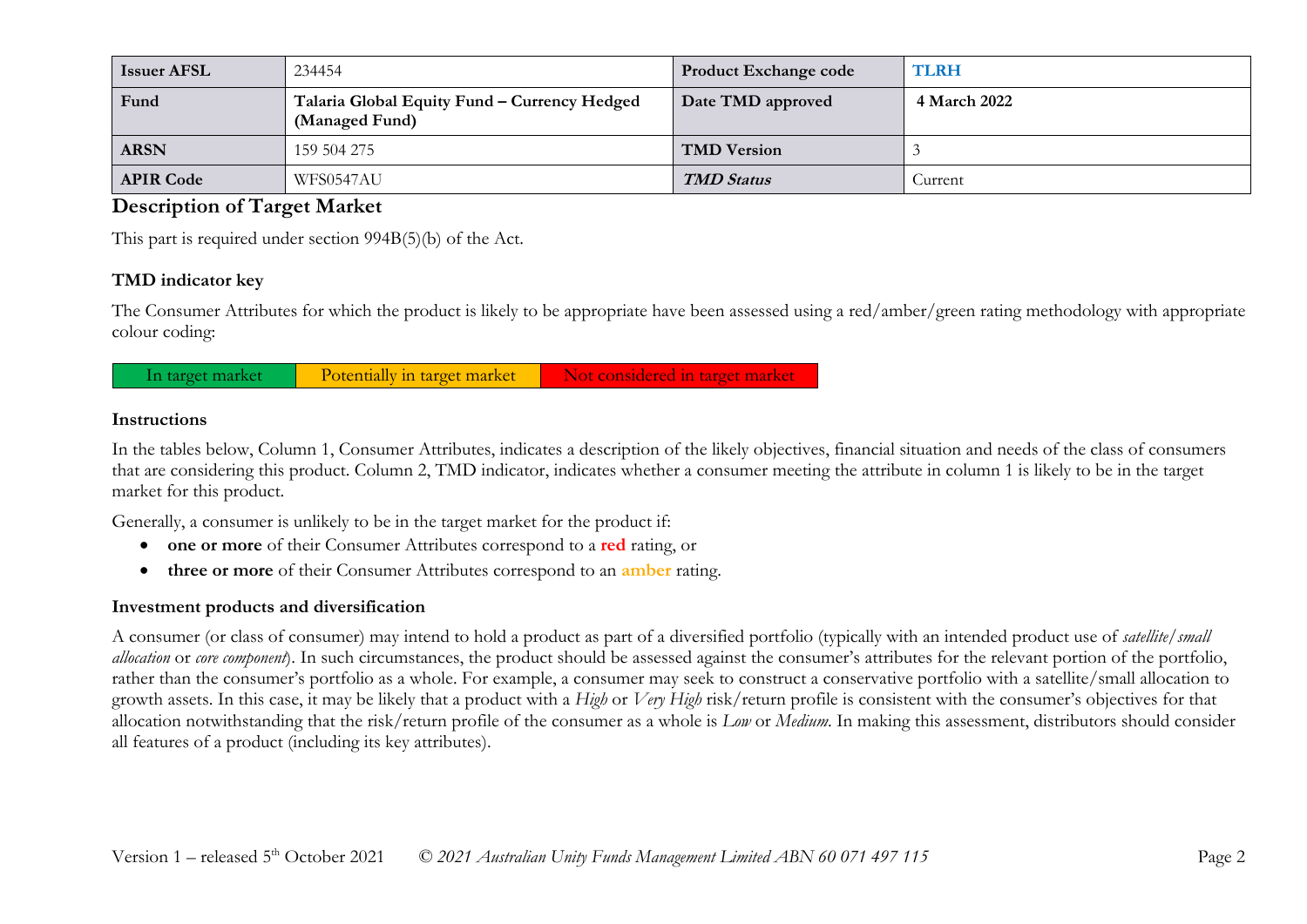| Issuer AFSL | 234454 | Product Exchange code | TLRH |
| --- | --- | --- | --- |
| Fund | **Talaria Global Equity Fund – Currency Hedged (Managed Fund)** | Date TMD approved | **4 March 2022** |
| ARSN | 159 504 275 | TMD Version | 3 |
| APIR Code | WFS0547AU | ***TMD Status*** | Current |

## Description of Target Market

This part is required under section 994B(5)(b) of the Act.

### TMD indicator key

The Consumer Attributes for which the product is likely to be appropriate have been assessed using a red/amber/green rating methodology with appropriate colour coding:

| In target market | Potentially in target market | Not considered in target market |
| --- | --- | --- |

#### Instructions

In the tables below, Column 1, Consumer Attributes, indicates a description of the likely objectives, financial situation and needs of the class of consumers that are considering this product. Column 2, TMD indicator, indicates whether a consumer meeting the attribute in column 1 is likely to be in the target market for this product.

Generally, a consumer is unlikely to be in the target market for the product if:

- **one or more** of their Consumer Attributes correspond to a **red** rating, or
- **three or more** of their Consumer Attributes correspond to an **amber** rating.

### Investment products and diversification

A consumer (or class of consumer) may intend to hold a product as part of a diversified portfolio (typically with an intended product use of *satellite/small allocation* or *core component*). In such circumstances, the product should be assessed against the consumer's attributes for the relevant portion of the portfolio, rather than the consumer's portfolio as a whole. For example, a consumer may seek to construct a conservative portfolio with a satellite/small allocation to growth assets. In this case, it may be likely that a product with a *High* or *Very High* risk/return profile is consistent with the consumer's objectives for that allocation notwithstanding that the risk/return profile of the consumer as a whole is *Low* or *Medium*. In making this assessment, distributors should consider all features of a product (including its key attributes).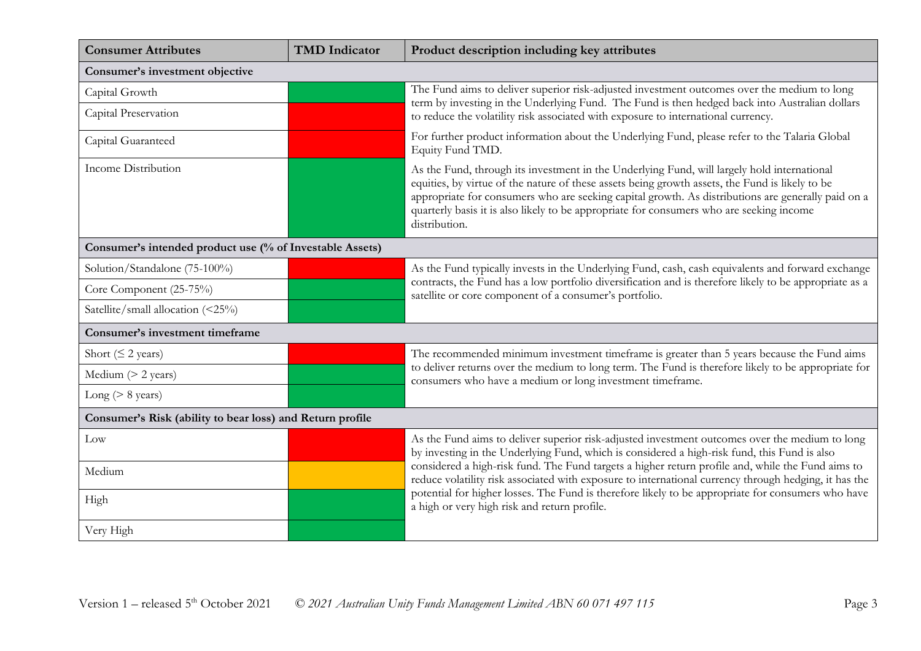| Consumer Attributes | TMD Indicator | Product description including key attributes |
|---|---|---|
| **Consumer's investment objective** | | |
| Capital Growth | Green | The Fund aims to deliver superior risk-adjusted investment outcomes over the medium to long term by investing in the Underlying Fund. The Fund is then hedged back into Australian dollars to reduce the volatility risk associated with exposure to international currency.<br><br>For further product information about the Underlying Fund, please refer to the Talaria Global Equity Fund TMD.<br><br>As the Fund, through its investment in the Underlying Fund, will largely hold international equities, by virtue of the nature of these assets being growth assets, the Fund is likely to be appropriate for consumers who are seeking capital growth. As distributions are generally paid on a quarterly basis it is also likely to be appropriate for consumers who are seeking income distribution. |
| Capital Preservation | Red | |
| Capital Guaranteed | Red | |
| Income Distribution | Green | |
| **Consumer's intended product use (% of Investable Assets)** | | |
| Solution/Standalone (75-100%) | Red | As the Fund typically invests in the Underlying Fund, cash, cash equivalents and forward exchange contracts, the Fund has a low portfolio diversification and is therefore likely to be appropriate as a satellite or core component of a consumer's portfolio. |
| Core Component (25-75%) | Green | |
| Satellite/small allocation (<25%) | Green | |
| **Consumer's investment timeframe** | | |
| Short (≤ 2 years) | Red | The recommended minimum investment timeframe is greater than 5 years because the Fund aims to deliver returns over the medium to long term. The Fund is therefore likely to be appropriate for consumers who have a medium or long investment timeframe. |
| Medium (> 2 years) | Green | |
| Long (> 8 years) | Green | |
| **Consumer's Risk (ability to bear loss) and Return profile** | | |
| Low | Red | As the Fund aims to deliver superior risk-adjusted investment outcomes over the medium to long by investing in the Underlying Fund, which is considered a high-risk fund, this Fund is also considered a high-risk fund. The Fund targets a higher return profile and, while the Fund aims to reduce volatility risk associated with exposure to international currency through hedging, it has the potential for higher losses. The Fund is therefore likely to be appropriate for consumers who have a high or very high risk and return profile. |
| Medium | Amber | |
| High | Green | |
| Very High | Green | |

Version 1 – released 5th October 2021 © *2021 Australian Unity Funds Management Limited ABN 60 071 497 115*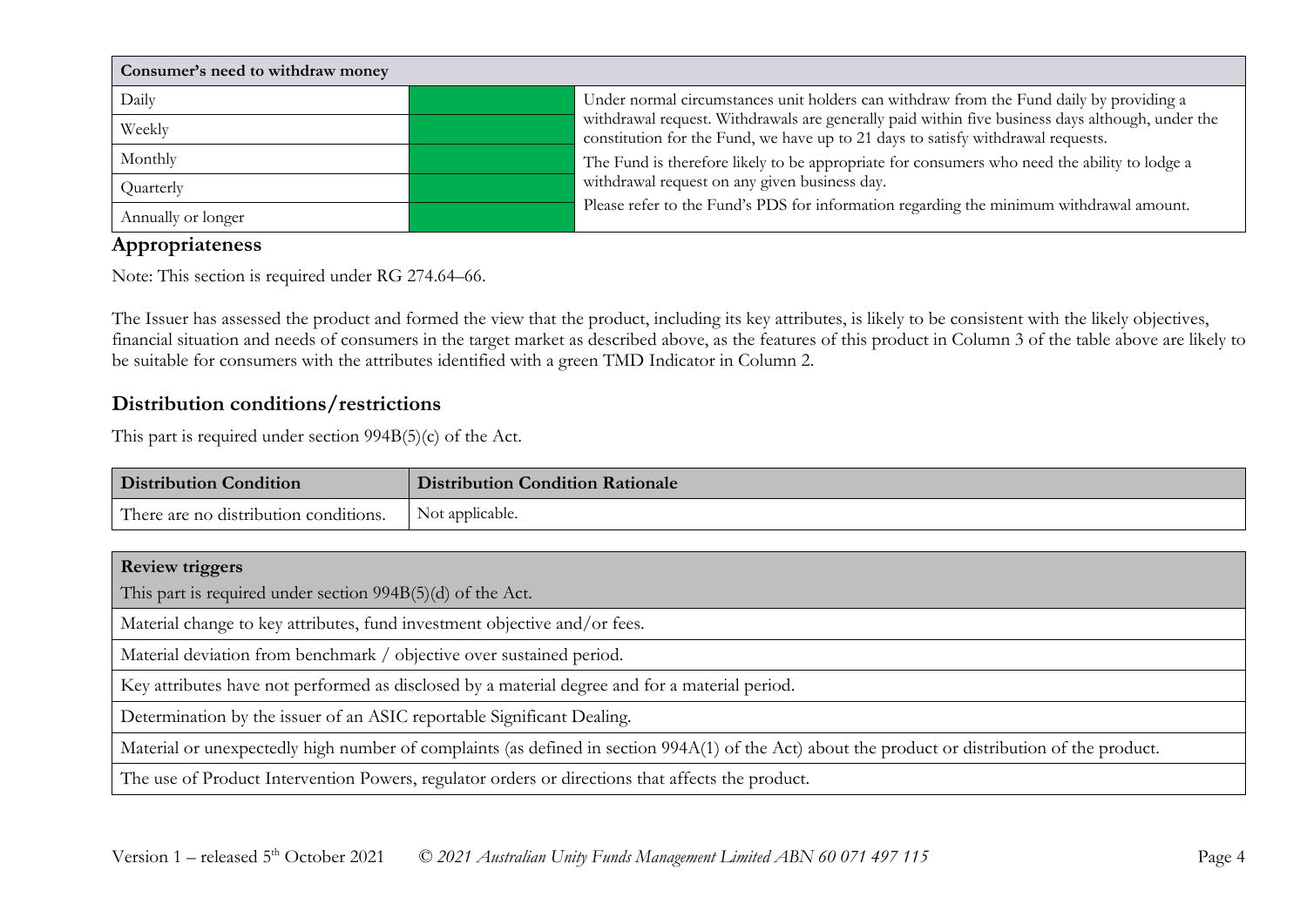| Consumer's need to withdraw money | | |
|---|---|---|
| Daily | | Under normal circumstances unit holders can withdraw from the Fund daily by providing a withdrawal request. Withdrawals are generally paid within five business days although, under the constitution for the Fund, we have up to 21 days to satisfy withdrawal requests. The Fund is therefore likely to be appropriate for consumers who need the ability to lodge a withdrawal request on any given business day. Please refer to the Fund's PDS for information regarding the minimum withdrawal amount. |
| Weekly | | |
| Monthly | | |
| Quarterly | | |
| Annually or longer | | |

## Appropriateness

Note: This section is required under RG 274.64–66.

The Issuer has assessed the product and formed the view that the product, including its key attributes, is likely to be consistent with the likely objectives, financial situation and needs of consumers in the target market as described above, as the features of this product in Column 3 of the table above are likely to be suitable for consumers with the attributes identified with a green TMD Indicator in Column 2.

## Distribution conditions/restrictions

This part is required under section 994B(5)(c) of the Act.

| Distribution Condition | Distribution Condition Rationale |
|---|---|
| There are no distribution conditions. | Not applicable. |

| **Review triggers**<br>This part is required under section 994B(5)(d) of the Act. |
|---|
| Material change to key attributes, fund investment objective and/or fees. |
| Material deviation from benchmark / objective over sustained period. |
| Key attributes have not performed as disclosed by a material degree and for a material period. |
| Determination by the issuer of an ASIC reportable Significant Dealing. |
| Material or unexpectedly high number of complaints (as defined in section 994A(1) of the Act) about the product or distribution of the product. |
| The use of Product Intervention Powers, regulator orders or directions that affects the product. |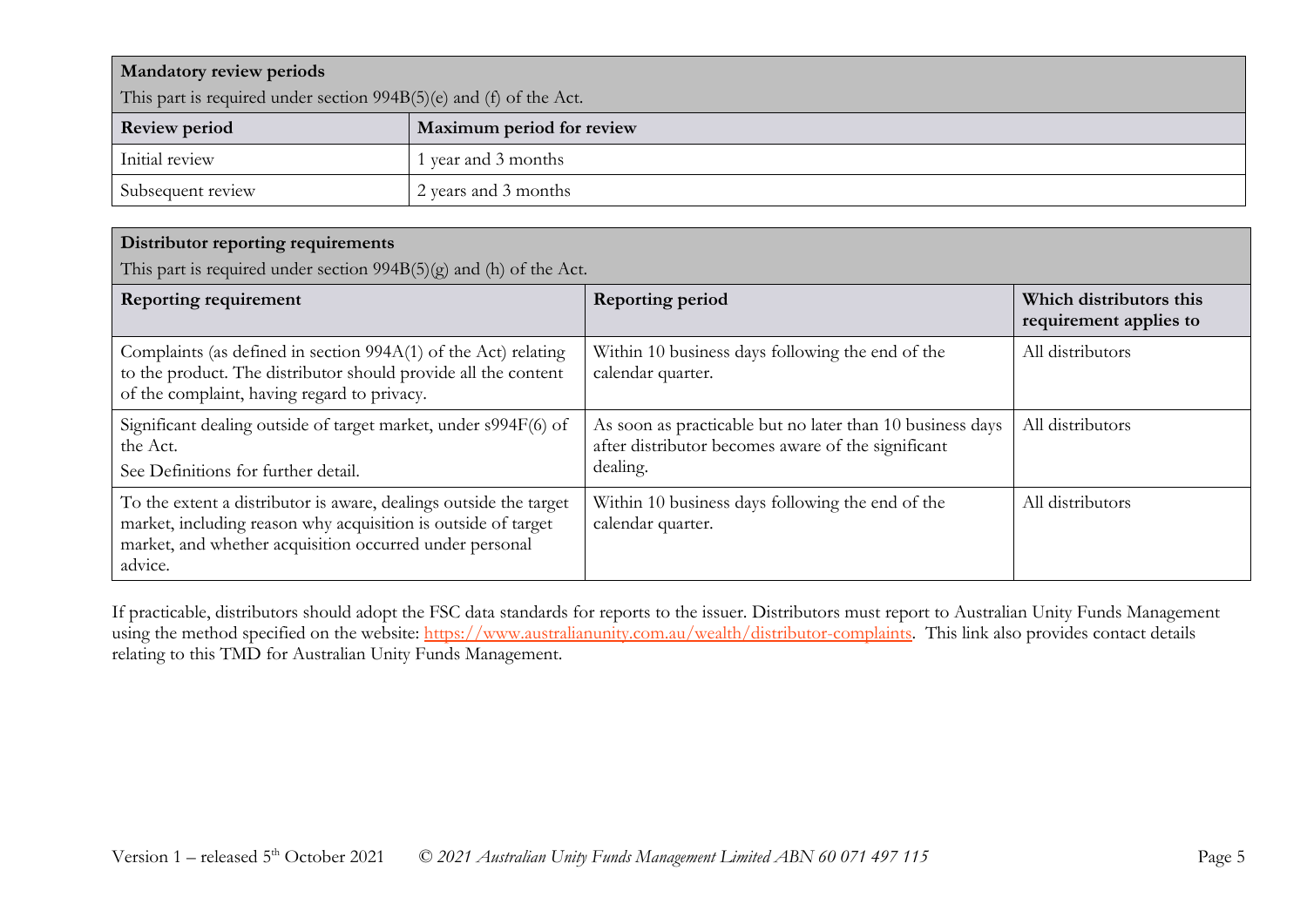| **Mandatory review periods**<br>This part is required under section 994B(5)(e) and (f) of the Act. | |
|---|---|
| **Review period** | **Maximum period for review** |
| Initial review | 1 year and 3 months |
| Subsequent review | 2 years and 3 months |

| **Distributor reporting requirements**<br>This part is required under section 994B(5)(g) and (h) of the Act. | | |
|---|---|---|
| **Reporting requirement** | **Reporting period** | **Which distributors this requirement applies to** |
| Complaints (as defined in section 994A(1) of the Act) relating to the product. The distributor should provide all the content of the complaint, having regard to privacy. | Within 10 business days following the end of the calendar quarter. | All distributors |
| Significant dealing outside of target market, under s994F(6) of the Act.<br>See Definitions for further detail. | As soon as practicable but no later than 10 business days after distributor becomes aware of the significant dealing. | All distributors |
| To the extent a distributor is aware, dealings outside the target market, including reason why acquisition is outside of target market, and whether acquisition occurred under personal advice. | Within 10 business days following the end of the calendar quarter. | All distributors |

If practicable, distributors should adopt the FSC data standards for reports to the issuer. Distributors must report to Australian Unity Funds Management using the method specified on the website: https://www.australianunity.com.au/wealth/distributor-complaints. This link also provides contact details relating to this TMD for Australian Unity Funds Management.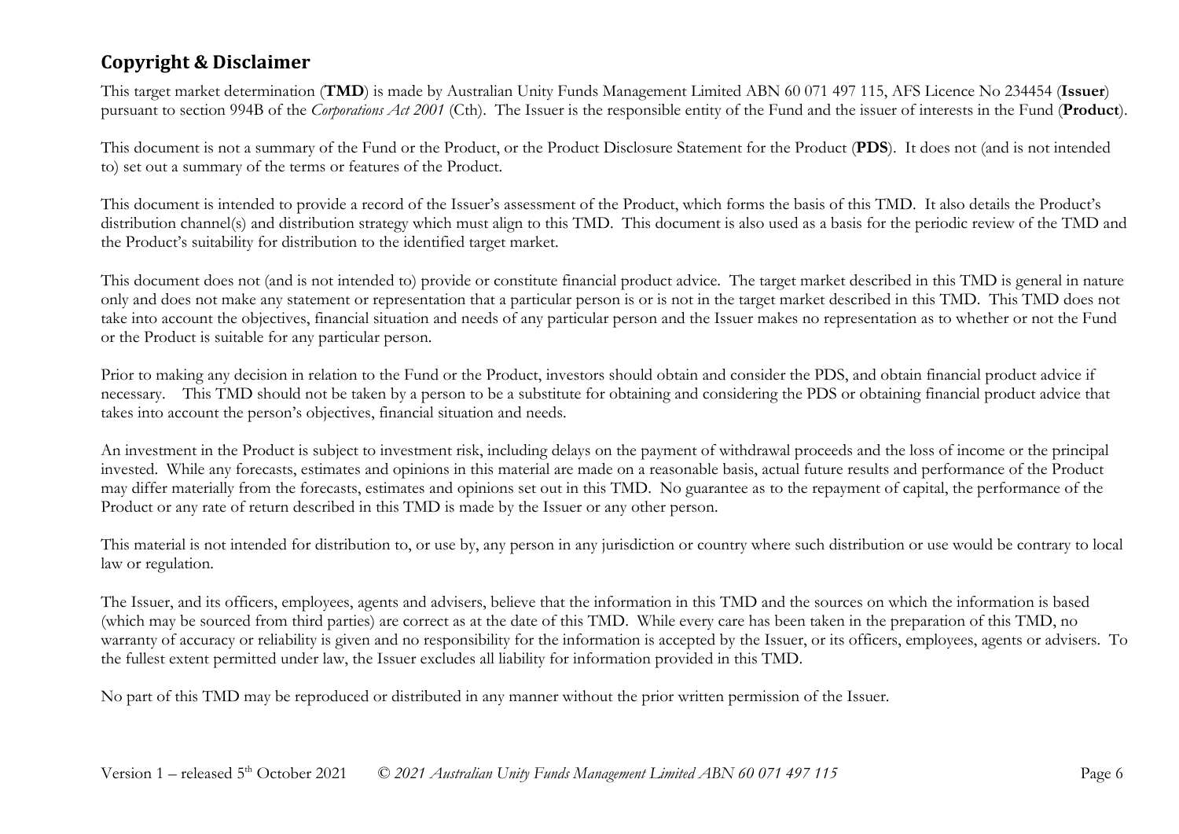## Copyright & Disclaimer

This target market determination (**TMD**) is made by Australian Unity Funds Management Limited ABN 60 071 497 115, AFS Licence No 234454 (**Issuer**) pursuant to section 994B of the *Corporations Act 2001* (Cth). The Issuer is the responsible entity of the Fund and the issuer of interests in the Fund (**Product**).

This document is not a summary of the Fund or the Product, or the Product Disclosure Statement for the Product (**PDS**). It does not (and is not intended to) set out a summary of the terms or features of the Product.

This document is intended to provide a record of the Issuer's assessment of the Product, which forms the basis of this TMD. It also details the Product's distribution channel(s) and distribution strategy which must align to this TMD. This document is also used as a basis for the periodic review of the TMD and the Product's suitability for distribution to the identified target market.

This document does not (and is not intended to) provide or constitute financial product advice. The target market described in this TMD is general in nature only and does not make any statement or representation that a particular person is or is not in the target market described in this TMD. This TMD does not take into account the objectives, financial situation and needs of any particular person and the Issuer makes no representation as to whether or not the Fund or the Product is suitable for any particular person.

Prior to making any decision in relation to the Fund or the Product, investors should obtain and consider the PDS, and obtain financial product advice if necessary. This TMD should not be taken by a person to be a substitute for obtaining and considering the PDS or obtaining financial product advice that takes into account the person's objectives, financial situation and needs.

An investment in the Product is subject to investment risk, including delays on the payment of withdrawal proceeds and the loss of income or the principal invested. While any forecasts, estimates and opinions in this material are made on a reasonable basis, actual future results and performance of the Product may differ materially from the forecasts, estimates and opinions set out in this TMD. No guarantee as to the repayment of capital, the performance of the Product or any rate of return described in this TMD is made by the Issuer or any other person.

This material is not intended for distribution to, or use by, any person in any jurisdiction or country where such distribution or use would be contrary to local law or regulation.

The Issuer, and its officers, employees, agents and advisers, believe that the information in this TMD and the sources on which the information is based (which may be sourced from third parties) are correct as at the date of this TMD. While every care has been taken in the preparation of this TMD, no warranty of accuracy or reliability is given and no responsibility for the information is accepted by the Issuer, or its officers, employees, agents or advisers. To the fullest extent permitted under law, the Issuer excludes all liability for information provided in this TMD.

No part of this TMD may be reproduced or distributed in any manner without the prior written permission of the Issuer.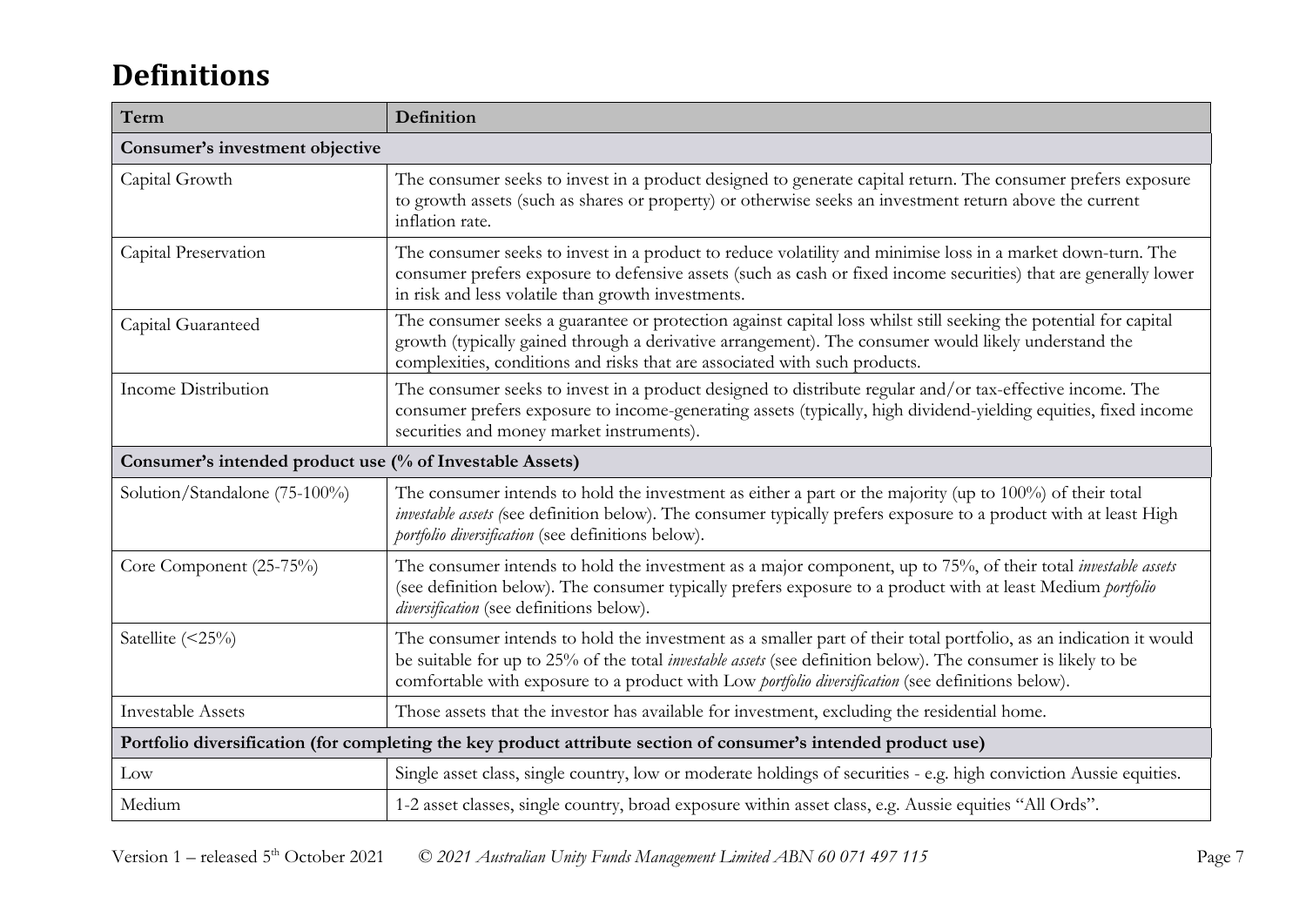# Definitions

| Term | Definition |
| --- | --- |
| **Consumer's investment objective** | |
| Capital Growth | The consumer seeks to invest in a product designed to generate capital return. The consumer prefers exposure to growth assets (such as shares or property) or otherwise seeks an investment return above the current inflation rate. |
| Capital Preservation | The consumer seeks to invest in a product to reduce volatility and minimise loss in a market down-turn. The consumer prefers exposure to defensive assets (such as cash or fixed income securities) that are generally lower in risk and less volatile than growth investments. |
| Capital Guaranteed | The consumer seeks a guarantee or protection against capital loss whilst still seeking the potential for capital growth (typically gained through a derivative arrangement). The consumer would likely understand the complexities, conditions and risks that are associated with such products. |
| Income Distribution | The consumer seeks to invest in a product designed to distribute regular and/or tax-effective income. The consumer prefers exposure to income-generating assets (typically, high dividend-yielding equities, fixed income securities and money market instruments). |
| **Consumer's intended product use (% of Investable Assets)** | |
| Solution/Standalone (75-100%) | The consumer intends to hold the investment as either a part or the majority (up to 100%) of their total *investable assets (*see definition below). The consumer typically prefers exposure to a product with at least High *portfolio diversification* (see definitions below). |
| Core Component (25-75%) | The consumer intends to hold the investment as a major component, up to 75%, of their total *investable assets* (see definition below). The consumer typically prefers exposure to a product with at least Medium *portfolio diversification* (see definitions below). |
| Satellite (<25%) | The consumer intends to hold the investment as a smaller part of their total portfolio, as an indication it would be suitable for up to 25% of the total *investable assets* (see definition below). The consumer is likely to be comfortable with exposure to a product with Low *portfolio diversification* (see definitions below). |
| Investable Assets | Those assets that the investor has available for investment, excluding the residential home. |
| **Portfolio diversification (for completing the key product attribute section of consumer's intended product use)** | |
| Low | Single asset class, single country, low or moderate holdings of securities - e.g. high conviction Aussie equities. |
| Medium | 1-2 asset classes, single country, broad exposure within asset class, e.g. Aussie equities "All Ords". |

Version 1 – released 5th October 2021 *© 2021 Australian Unity Funds Management Limited ABN 60 071 497 115*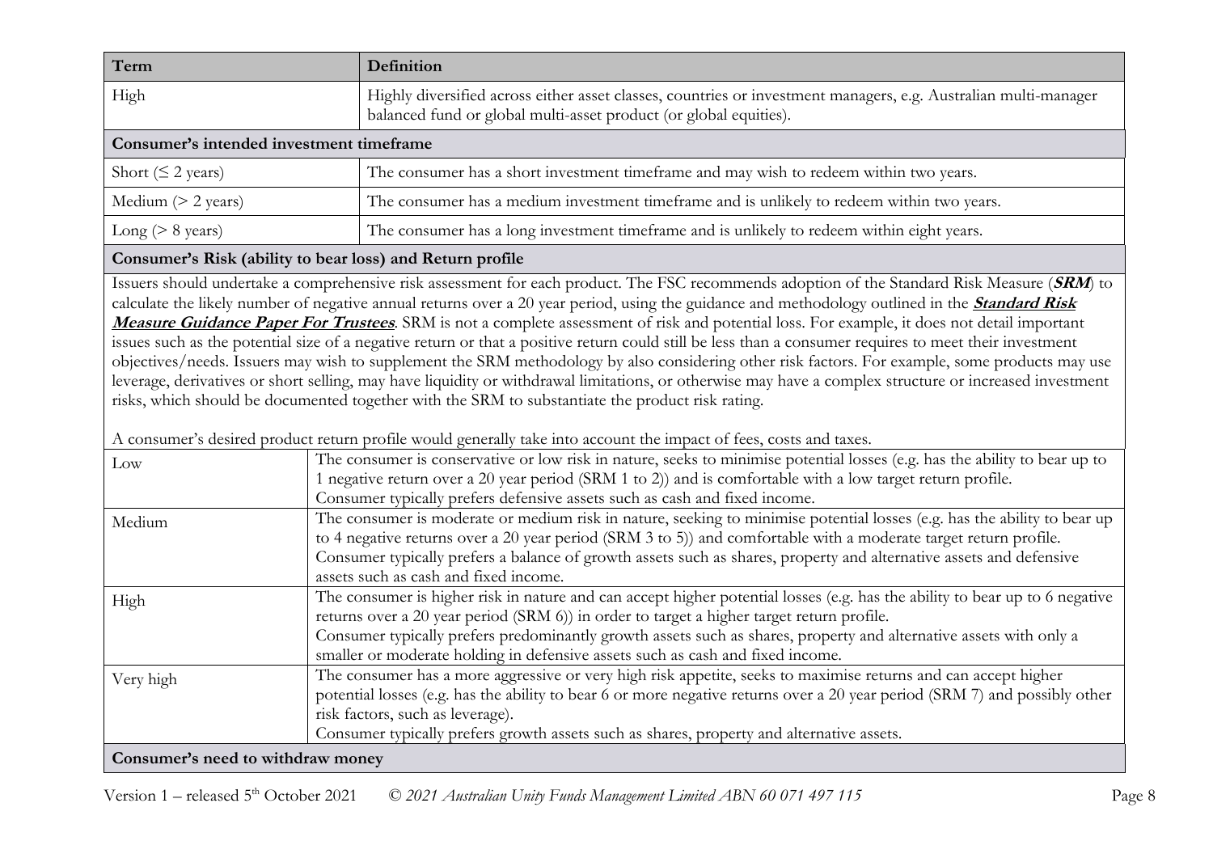| Term | Definition |
| --- | --- |
| High | Highly diversified across either asset classes, countries or investment managers, e.g. Australian multi-manager balanced fund or global multi-asset product (or global equities). |
| **Consumer's intended investment timeframe** | |
| Short (≤ 2 years) | The consumer has a short investment timeframe and may wish to redeem within two years. |
| Medium (> 2 years) | The consumer has a medium investment timeframe and is unlikely to redeem within two years. |
| Long (> 8 years) | The consumer has a long investment timeframe and is unlikely to redeem within eight years. |
| **Consumer's Risk (ability to bear loss) and Return profile** | |
| Issuers should undertake a comprehensive risk assessment for each product. The FSC recommends adoption of the Standard Risk Measure (***SRM***) to calculate the likely number of negative annual returns over a 20 year period, using the guidance and methodology outlined in the ***Standard Risk Measure Guidance Paper For Trustees***. SRM is not a complete assessment of risk and potential loss. For example, it does not detail important issues such as the potential size of a negative return or that a positive return could still be less than a consumer requires to meet their investment objectives/needs. Issuers may wish to supplement the SRM methodology by also considering other risk factors. For example, some products may use leverage, derivatives or short selling, may have liquidity or withdrawal limitations, or otherwise may have a complex structure or increased investment risks, which should be documented together with the SRM to substantiate the product risk rating. A consumer's desired product return profile would generally take into account the impact of fees, costs and taxes. | |
| Low | The consumer is conservative or low risk in nature, seeks to minimise potential losses (e.g. has the ability to bear up to 1 negative return over a 20 year period (SRM 1 to 2)) and is comfortable with a low target return profile. Consumer typically prefers defensive assets such as cash and fixed income. |
| Medium | The consumer is moderate or medium risk in nature, seeking to minimise potential losses (e.g. has the ability to bear up to 4 negative returns over a 20 year period (SRM 3 to 5)) and comfortable with a moderate target return profile. Consumer typically prefers a balance of growth assets such as shares, property and alternative assets and defensive assets such as cash and fixed income. |
| High | The consumer is higher risk in nature and can accept higher potential losses (e.g. has the ability to bear up to 6 negative returns over a 20 year period (SRM 6)) in order to target a higher target return profile. Consumer typically prefers predominantly growth assets such as shares, property and alternative assets with only a smaller or moderate holding in defensive assets such as cash and fixed income. |
| Very high | The consumer has a more aggressive or very high risk appetite, seeks to maximise returns and can accept higher potential losses (e.g. has the ability to bear 6 or more negative returns over a 20 year period (SRM 7) and possibly other risk factors, such as leverage). Consumer typically prefers growth assets such as shares, property and alternative assets. |
| **Consumer's need to withdraw money** | |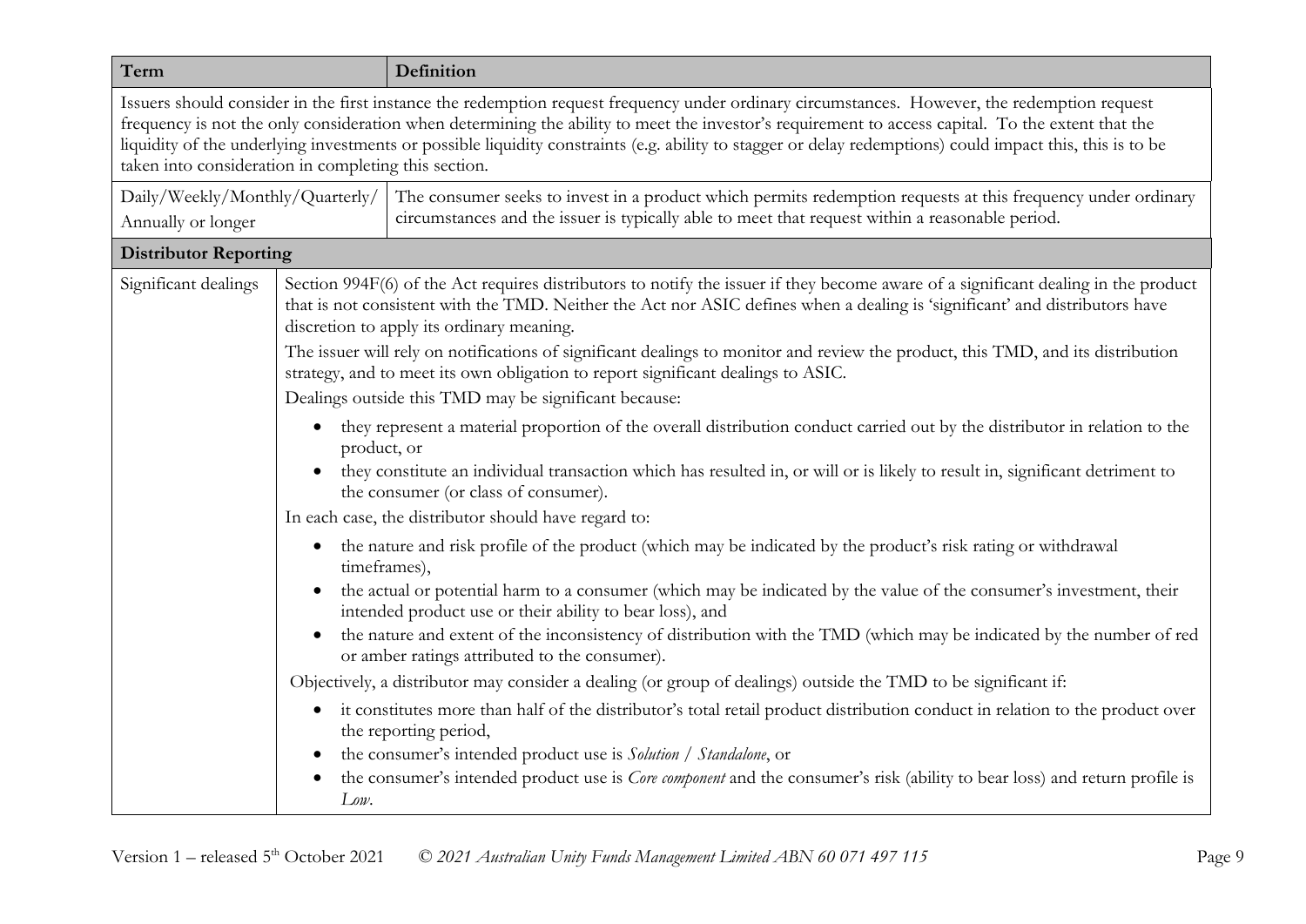| Term | Definition |
| --- | --- |
| Issuers should consider in the first instance the redemption request frequency under ordinary circumstances. However, the redemption request frequency is not the only consideration when determining the ability to meet the investor's requirement to access capital. To the extent that the liquidity of the underlying investments or possible liquidity constraints (e.g. ability to stagger or delay redemptions) could impact this, this is to be taken into consideration in completing this section. | |
| Daily/Weekly/Monthly/Quarterly/ Annually or longer | The consumer seeks to invest in a product which permits redemption requests at this frequency under ordinary circumstances and the issuer is typically able to meet that request within a reasonable period. |
| **Distributor Reporting** | |
| Significant dealings | Section 994F(6) of the Act requires distributors to notify the issuer if they become aware of a significant dealing in the product that is not consistent with the TMD. Neither the Act nor ASIC defines when a dealing is 'significant' and distributors have discretion to apply its ordinary meaning.<br><br>The issuer will rely on notifications of significant dealings to monitor and review the product, this TMD, and its distribution strategy, and to meet its own obligation to report significant dealings to ASIC.<br><br>Dealings outside this TMD may be significant because:<br><br>• they represent a material proportion of the overall distribution conduct carried out by the distributor in relation to the product, or<br>• they constitute an individual transaction which has resulted in, or will or is likely to result in, significant detriment to the consumer (or class of consumer).<br><br>In each case, the distributor should have regard to:<br><br>• the nature and risk profile of the product (which may be indicated by the product's risk rating or withdrawal timeframes),<br>• the actual or potential harm to a consumer (which may be indicated by the value of the consumer's investment, their intended product use or their ability to bear loss), and<br>• the nature and extent of the inconsistency of distribution with the TMD (which may be indicated by the number of red or amber ratings attributed to the consumer).<br><br>Objectively, a distributor may consider a dealing (or group of dealings) outside the TMD to be significant if:<br><br>• it constitutes more than half of the distributor's total retail product distribution conduct in relation to the product over the reporting period,<br>• the consumer's intended product use is *Solution / Standalone*, or<br>• the consumer's intended product use is *Core component* and the consumer's risk (ability to bear loss) and return profile is *Low*. |